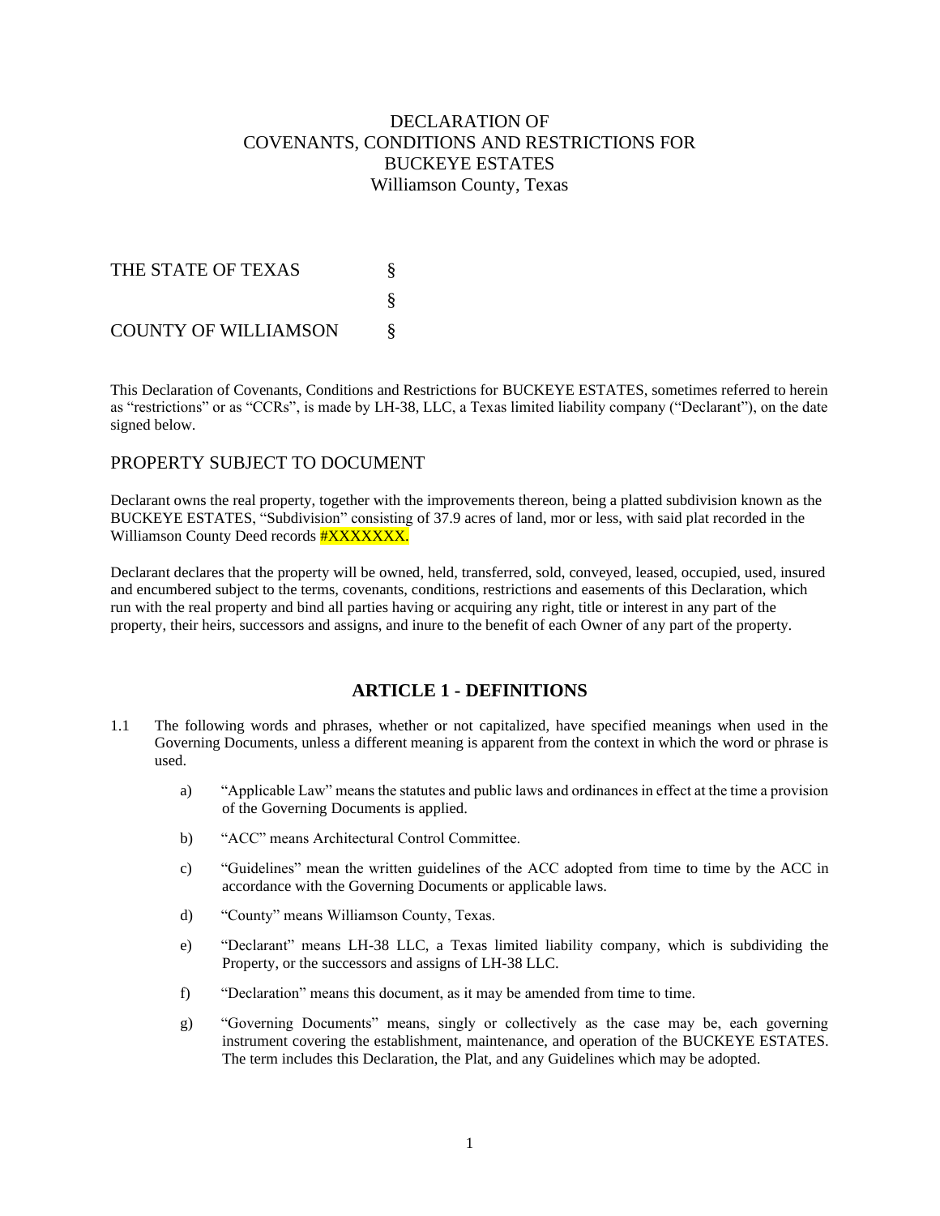# DECLARATION OF COVENANTS, CONDITIONS AND RESTRICTIONS FOR BUCKEYE ESTATES

Williamson County, Texas

| | |
|---|---|
| THE STATE OF TEXAS | § |
| | § |
| COUNTY OF WILLIAMSON | § |

This Declaration of Covenants, Conditions and Restrictions for BUCKEYE ESTATES, sometimes referred to herein as "restrictions" or as "CCRs", is made by LH-38, LLC, a Texas limited liability company ("Declarant"), on the date signed below.

## PROPERTY SUBJECT TO DOCUMENT

Declarant owns the real property, together with the improvements thereon, being a platted subdivision known as the BUCKEYE ESTATES, "Subdivision" consisting of 37.9 acres of land, mor or less, with said plat recorded in the Williamson County Deed records #XXXXXXX.

Declarant declares that the property will be owned, held, transferred, sold, conveyed, leased, occupied, used, insured and encumbered subject to the terms, covenants, conditions, restrictions and easements of this Declaration, which run with the real property and bind all parties having or acquiring any right, title or interest in any part of the property, their heirs, successors and assigns, and inure to the benefit of each Owner of any part of the property.

## ARTICLE 1 - DEFINITIONS

1.1 The following words and phrases, whether or not capitalized, have specified meanings when used in the Governing Documents, unless a different meaning is apparent from the context in which the word or phrase is used.

a) "Applicable Law" means the statutes and public laws and ordinances in effect at the time a provision of the Governing Documents is applied.

b) "ACC" means Architectural Control Committee.

c) "Guidelines" mean the written guidelines of the ACC adopted from time to time by the ACC in accordance with the Governing Documents or applicable laws.

d) "County" means Williamson County, Texas.

e) "Declarant" means LH-38 LLC, a Texas limited liability company, which is subdividing the Property, or the successors and assigns of LH-38 LLC.

f) "Declaration" means this document, as it may be amended from time to time.

g) "Governing Documents" means, singly or collectively as the case may be, each governing instrument covering the establishment, maintenance, and operation of the BUCKEYE ESTATES. The term includes this Declaration, the Plat, and any Guidelines which may be adopted.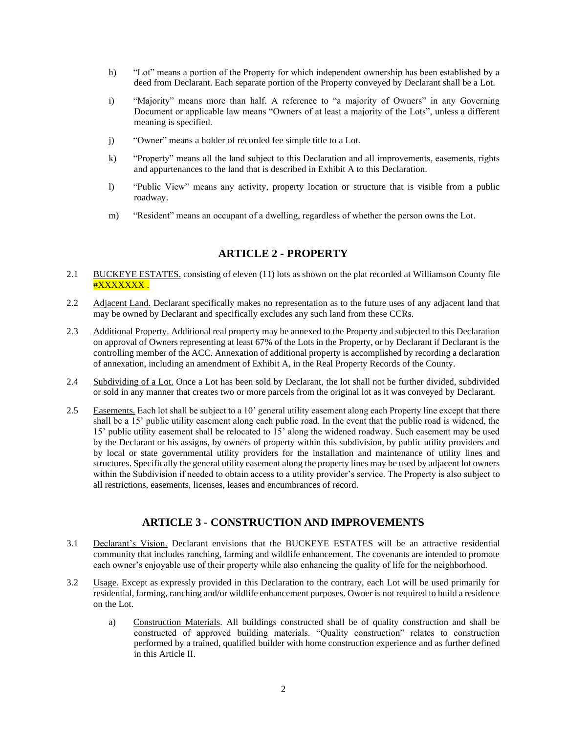h) "Lot" means a portion of the Property for which independent ownership has been established by a deed from Declarant. Each separate portion of the Property conveyed by Declarant shall be a Lot.

i) "Majority" means more than half. A reference to "a majority of Owners" in any Governing Document or applicable law means "Owners of at least a majority of the Lots", unless a different meaning is specified.

j) "Owner" means a holder of recorded fee simple title to a Lot.

k) "Property" means all the land subject to this Declaration and all improvements, easements, rights and appurtenances to the land that is described in Exhibit A to this Declaration.

l) "Public View" means any activity, property location or structure that is visible from a public roadway.

m) "Resident" means an occupant of a dwelling, regardless of whether the person owns the Lot.

## ARTICLE 2 - PROPERTY

2.1 BUCKEYE ESTATES. consisting of eleven (11) lots as shown on the plat recorded at Williamson County file #XXXXXXX .

2.2 Adjacent Land. Declarant specifically makes no representation as to the future uses of any adjacent land that may be owned by Declarant and specifically excludes any such land from these CCRs.

2.3 Additional Property. Additional real property may be annexed to the Property and subjected to this Declaration on approval of Owners representing at least 67% of the Lots in the Property, or by Declarant if Declarant is the controlling member of the ACC. Annexation of additional property is accomplished by recording a declaration of annexation, including an amendment of Exhibit A, in the Real Property Records of the County.

2.4 Subdividing of a Lot. Once a Lot has been sold by Declarant, the lot shall not be further divided, subdivided or sold in any manner that creates two or more parcels from the original lot as it was conveyed by Declarant.

2.5 Easements. Each lot shall be subject to a 10' general utility easement along each Property line except that there shall be a 15' public utility easement along each public road. In the event that the public road is widened, the 15' public utility easement shall be relocated to 15' along the widened roadway. Such easement may be used by the Declarant or his assigns, by owners of property within this subdivision, by public utility providers and by local or state governmental utility providers for the installation and maintenance of utility lines and structures. Specifically the general utility easement along the property lines may be used by adjacent lot owners within the Subdivision if needed to obtain access to a utility provider's service. The Property is also subject to all restrictions, easements, licenses, leases and encumbrances of record.

## ARTICLE 3 - CONSTRUCTION AND IMPROVEMENTS

3.1 Declarant's Vision. Declarant envisions that the BUCKEYE ESTATES will be an attractive residential community that includes ranching, farming and wildlife enhancement. The covenants are intended to promote each owner's enjoyable use of their property while also enhancing the quality of life for the neighborhood.

3.2 Usage. Except as expressly provided in this Declaration to the contrary, each Lot will be used primarily for residential, farming, ranching and/or wildlife enhancement purposes. Owner is not required to build a residence on the Lot.

a) Construction Materials. All buildings constructed shall be of quality construction and shall be constructed of approved building materials. "Quality construction" relates to construction performed by a trained, qualified builder with home construction experience and as further defined in this Article II.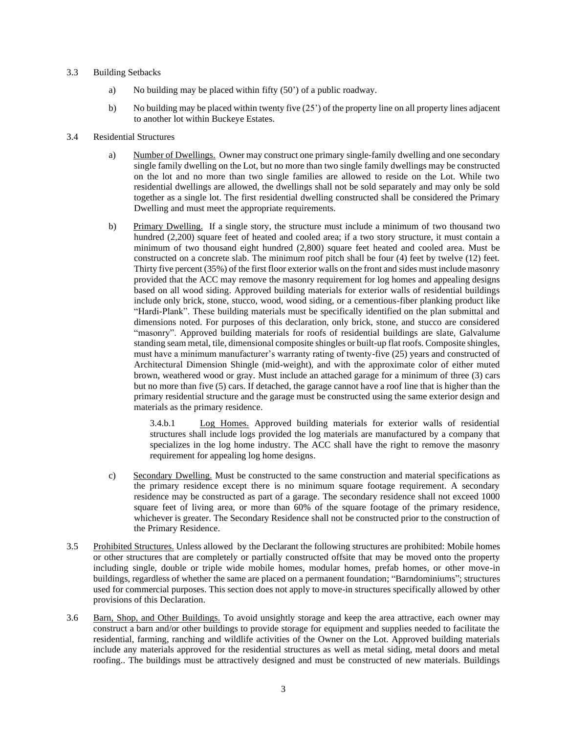3.3 Building Setbacks

a) No building may be placed within fifty (50') of a public roadway.

b) No building may be placed within twenty five (25') of the property line on all property lines adjacent to another lot within Buckeye Estates.

3.4 Residential Structures

a) Number of Dwellings. Owner may construct one primary single-family dwelling and one secondary single family dwelling on the Lot, but no more than two single family dwellings may be constructed on the lot and no more than two single families are allowed to reside on the Lot. While two residential dwellings are allowed, the dwellings shall not be sold separately and may only be sold together as a single lot. The first residential dwelling constructed shall be considered the Primary Dwelling and must meet the appropriate requirements.

b) Primary Dwelling. If a single story, the structure must include a minimum of two thousand two hundred (2,200) square feet of heated and cooled area; if a two story structure, it must contain a minimum of two thousand eight hundred (2,800) square feet heated and cooled area. Must be constructed on a concrete slab. The minimum roof pitch shall be four (4) feet by twelve (12) feet. Thirty five percent (35%) of the first floor exterior walls on the front and sides must include masonry provided that the ACC may remove the masonry requirement for log homes and appealing designs based on all wood siding. Approved building materials for exterior walls of residential buildings include only brick, stone, stucco, wood, wood siding, or a cementious-fiber planking product like "Hardi-Plank". These building materials must be specifically identified on the plan submittal and dimensions noted. For purposes of this declaration, only brick, stone, and stucco are considered "masonry". Approved building materials for roofs of residential buildings are slate, Galvalume standing seam metal, tile, dimensional composite shingles or built-up flat roofs. Composite shingles, must have a minimum manufacturer's warranty rating of twenty-five (25) years and constructed of Architectural Dimension Shingle (mid-weight), and with the approximate color of either muted brown, weathered wood or gray. Must include an attached garage for a minimum of three (3) cars but no more than five (5) cars. If detached, the garage cannot have a roof line that is higher than the primary residential structure and the garage must be constructed using the same exterior design and materials as the primary residence.

3.4.b.1 Log Homes. Approved building materials for exterior walls of residential structures shall include logs provided the log materials are manufactured by a company that specializes in the log home industry. The ACC shall have the right to remove the masonry requirement for appealing log home designs.

c) Secondary Dwelling. Must be constructed to the same construction and material specifications as the primary residence except there is no minimum square footage requirement. A secondary residence may be constructed as part of a garage. The secondary residence shall not exceed 1000 square feet of living area, or more than 60% of the square footage of the primary residence, whichever is greater. The Secondary Residence shall not be constructed prior to the construction of the Primary Residence.

3.5 Prohibited Structures. Unless allowed by the Declarant the following structures are prohibited: Mobile homes or other structures that are completely or partially constructed offsite that may be moved onto the property including single, double or triple wide mobile homes, modular homes, prefab homes, or other move-in buildings, regardless of whether the same are placed on a permanent foundation; "Barndominiums"; structures used for commercial purposes. This section does not apply to move-in structures specifically allowed by other provisions of this Declaration.

3.6 Barn, Shop, and Other Buildings. To avoid unsightly storage and keep the area attractive, each owner may construct a barn and/or other buildings to provide storage for equipment and supplies needed to facilitate the residential, farming, ranching and wildlife activities of the Owner on the Lot. Approved building materials include any materials approved for the residential structures as well as metal siding, metal doors and metal roofing.. The buildings must be attractively designed and must be constructed of new materials. Buildings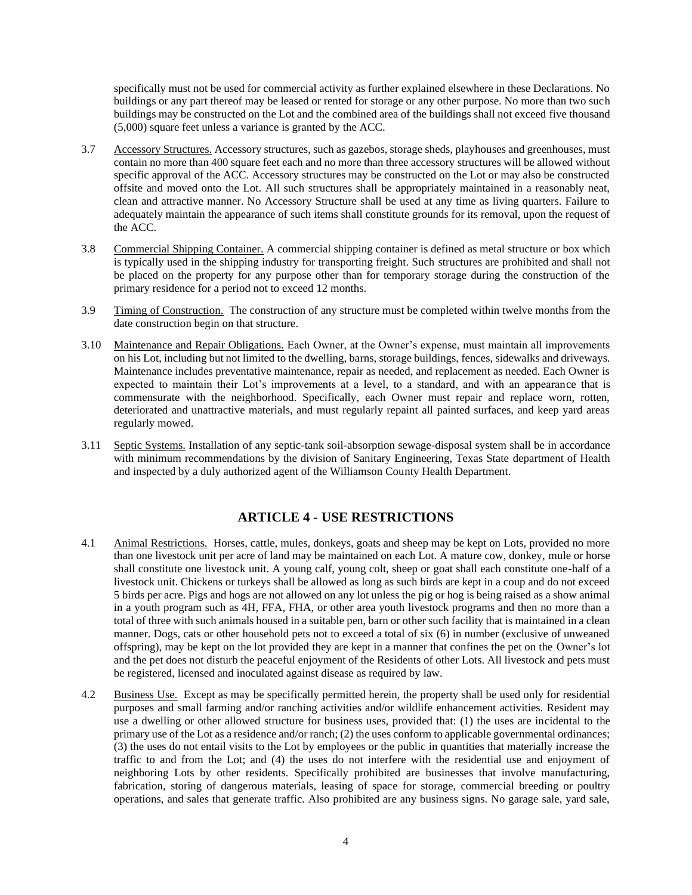specifically must not be used for commercial activity as further explained elsewhere in these Declarations. No buildings or any part thereof may be leased or rented for storage or any other purpose. No more than two such buildings may be constructed on the Lot and the combined area of the buildings shall not exceed five thousand (5,000) square feet unless a variance is granted by the ACC.

3.7 Accessory Structures. Accessory structures, such as gazebos, storage sheds, playhouses and greenhouses, must contain no more than 400 square feet each and no more than three accessory structures will be allowed without specific approval of the ACC. Accessory structures may be constructed on the Lot or may also be constructed offsite and moved onto the Lot. All such structures shall be appropriately maintained in a reasonably neat, clean and attractive manner. No Accessory Structure shall be used at any time as living quarters. Failure to adequately maintain the appearance of such items shall constitute grounds for its removal, upon the request of the ACC.

3.8 Commercial Shipping Container. A commercial shipping container is defined as metal structure or box which is typically used in the shipping industry for transporting freight. Such structures are prohibited and shall not be placed on the property for any purpose other than for temporary storage during the construction of the primary residence for a period not to exceed 12 months.

3.9 Timing of Construction. The construction of any structure must be completed within twelve months from the date construction begin on that structure.

3.10 Maintenance and Repair Obligations. Each Owner, at the Owner's expense, must maintain all improvements on his Lot, including but not limited to the dwelling, barns, storage buildings, fences, sidewalks and driveways. Maintenance includes preventative maintenance, repair as needed, and replacement as needed. Each Owner is expected to maintain their Lot's improvements at a level, to a standard, and with an appearance that is commensurate with the neighborhood. Specifically, each Owner must repair and replace worn, rotten, deteriorated and unattractive materials, and must regularly repaint all painted surfaces, and keep yard areas regularly mowed.

3.11 Septic Systems. Installation of any septic-tank soil-absorption sewage-disposal system shall be in accordance with minimum recommendations by the division of Sanitary Engineering, Texas State department of Health and inspected by a duly authorized agent of the Williamson County Health Department.

## ARTICLE 4 - USE RESTRICTIONS

4.1 Animal Restrictions. Horses, cattle, mules, donkeys, goats and sheep may be kept on Lots, provided no more than one livestock unit per acre of land may be maintained on each Lot. A mature cow, donkey, mule or horse shall constitute one livestock unit. A young calf, young colt, sheep or goat shall each constitute one-half of a livestock unit. Chickens or turkeys shall be allowed as long as such birds are kept in a coup and do not exceed 5 birds per acre. Pigs and hogs are not allowed on any lot unless the pig or hog is being raised as a show animal in a youth program such as 4H, FFA, FHA, or other area youth livestock programs and then no more than a total of three with such animals housed in a suitable pen, barn or other such facility that is maintained in a clean manner. Dogs, cats or other household pets not to exceed a total of six (6) in number (exclusive of unweaned offspring), may be kept on the lot provided they are kept in a manner that confines the pet on the Owner's lot and the pet does not disturb the peaceful enjoyment of the Residents of other Lots. All livestock and pets must be registered, licensed and inoculated against disease as required by law.

4.2 Business Use. Except as may be specifically permitted herein, the property shall be used only for residential purposes and small farming and/or ranching activities and/or wildlife enhancement activities. Resident may use a dwelling or other allowed structure for business uses, provided that: (1) the uses are incidental to the primary use of the Lot as a residence and/or ranch; (2) the uses conform to applicable governmental ordinances; (3) the uses do not entail visits to the Lot by employees or the public in quantities that materially increase the traffic to and from the Lot; and (4) the uses do not interfere with the residential use and enjoyment of neighboring Lots by other residents. Specifically prohibited are businesses that involve manufacturing, fabrication, storing of dangerous materials, leasing of space for storage, commercial breeding or poultry operations, and sales that generate traffic. Also prohibited are any business signs. No garage sale, yard sale,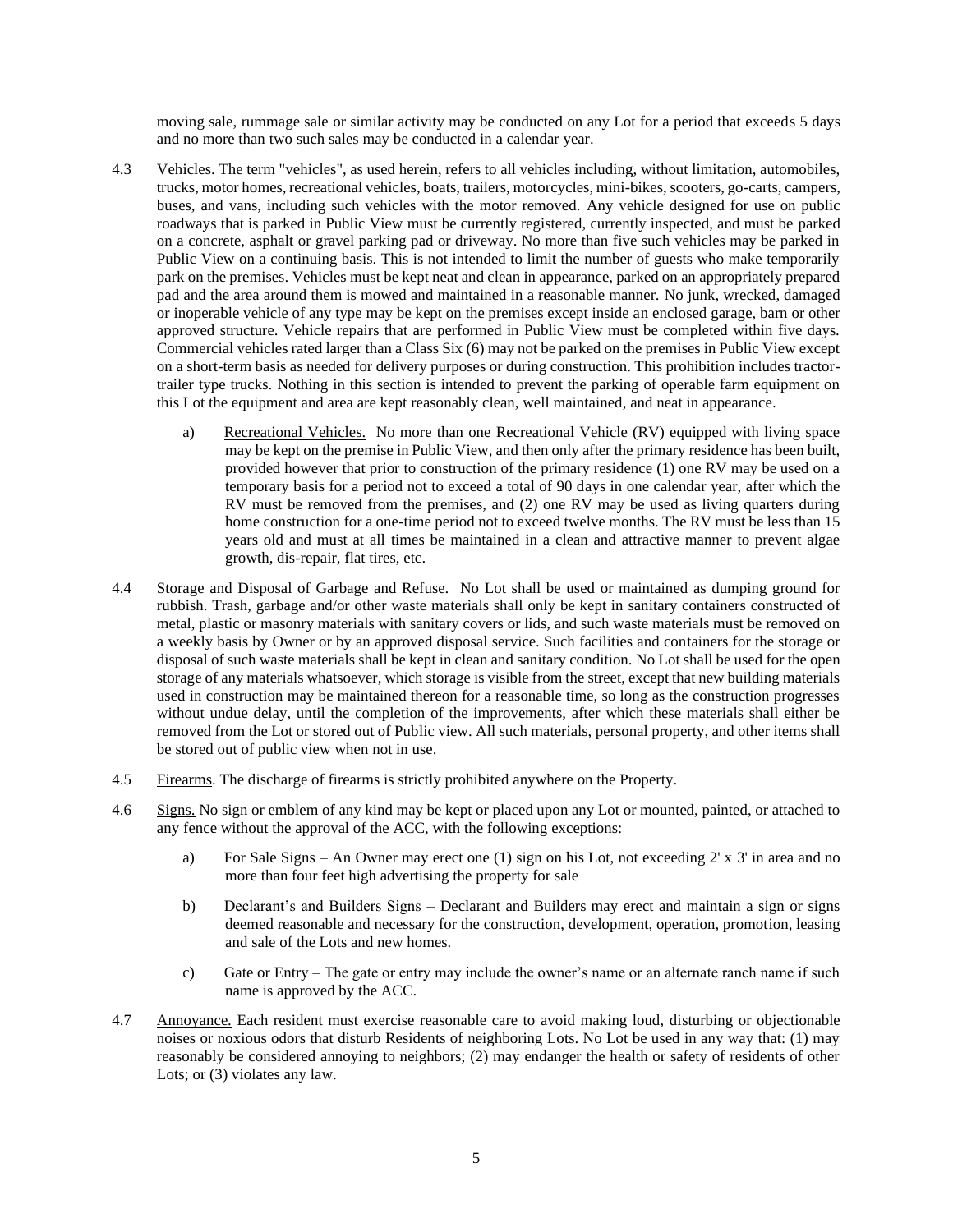moving sale, rummage sale or similar activity may be conducted on any Lot for a period that exceeds 5 days and no more than two such sales may be conducted in a calendar year.

4.3 Vehicles. The term "vehicles", as used herein, refers to all vehicles including, without limitation, automobiles, trucks, motor homes, recreational vehicles, boats, trailers, motorcycles, mini-bikes, scooters, go-carts, campers, buses, and vans, including such vehicles with the motor removed. Any vehicle designed for use on public roadways that is parked in Public View must be currently registered, currently inspected, and must be parked on a concrete, asphalt or gravel parking pad or driveway. No more than five such vehicles may be parked in Public View on a continuing basis. This is not intended to limit the number of guests who make temporarily park on the premises. Vehicles must be kept neat and clean in appearance, parked on an appropriately prepared pad and the area around them is mowed and maintained in a reasonable manner. No junk, wrecked, damaged or inoperable vehicle of any type may be kept on the premises except inside an enclosed garage, barn or other approved structure. Vehicle repairs that are performed in Public View must be completed within five days. Commercial vehicles rated larger than a Class Six (6) may not be parked on the premises in Public View except on a short-term basis as needed for delivery purposes or during construction. This prohibition includes tractor-trailer type trucks. Nothing in this section is intended to prevent the parking of operable farm equipment on this Lot the equipment and area are kept reasonably clean, well maintained, and neat in appearance.

   a) Recreational Vehicles. No more than one Recreational Vehicle (RV) equipped with living space may be kept on the premise in Public View, and then only after the primary residence has been built, provided however that prior to construction of the primary residence (1) one RV may be used on a temporary basis for a period not to exceed a total of 90 days in one calendar year, after which the RV must be removed from the premises, and (2) one RV may be used as living quarters during home construction for a one-time period not to exceed twelve months. The RV must be less than 15 years old and must at all times be maintained in a clean and attractive manner to prevent algae growth, dis-repair, flat tires, etc.

4.4 Storage and Disposal of Garbage and Refuse. No Lot shall be used or maintained as dumping ground for rubbish. Trash, garbage and/or other waste materials shall only be kept in sanitary containers constructed of metal, plastic or masonry materials with sanitary covers or lids, and such waste materials must be removed on a weekly basis by Owner or by an approved disposal service. Such facilities and containers for the storage or disposal of such waste materials shall be kept in clean and sanitary condition. No Lot shall be used for the open storage of any materials whatsoever, which storage is visible from the street, except that new building materials used in construction may be maintained thereon for a reasonable time, so long as the construction progresses without undue delay, until the completion of the improvements, after which these materials shall either be removed from the Lot or stored out of Public view. All such materials, personal property, and other items shall be stored out of public view when not in use.

4.5 Firearms. The discharge of firearms is strictly prohibited anywhere on the Property.

4.6 Signs. No sign or emblem of any kind may be kept or placed upon any Lot or mounted, painted, or attached to any fence without the approval of the ACC, with the following exceptions:

   a) For Sale Signs – An Owner may erect one (1) sign on his Lot, not exceeding 2' x 3' in area and no more than four feet high advertising the property for sale

   b) Declarant's and Builders Signs – Declarant and Builders may erect and maintain a sign or signs deemed reasonable and necessary for the construction, development, operation, promotion, leasing and sale of the Lots and new homes.

   c) Gate or Entry – The gate or entry may include the owner's name or an alternate ranch name if such name is approved by the ACC.

4.7 Annoyance. Each resident must exercise reasonable care to avoid making loud, disturbing or objectionable noises or noxious odors that disturb Residents of neighboring Lots. No Lot be used in any way that: (1) may reasonably be considered annoying to neighbors; (2) may endanger the health or safety of residents of other Lots; or (3) violates any law.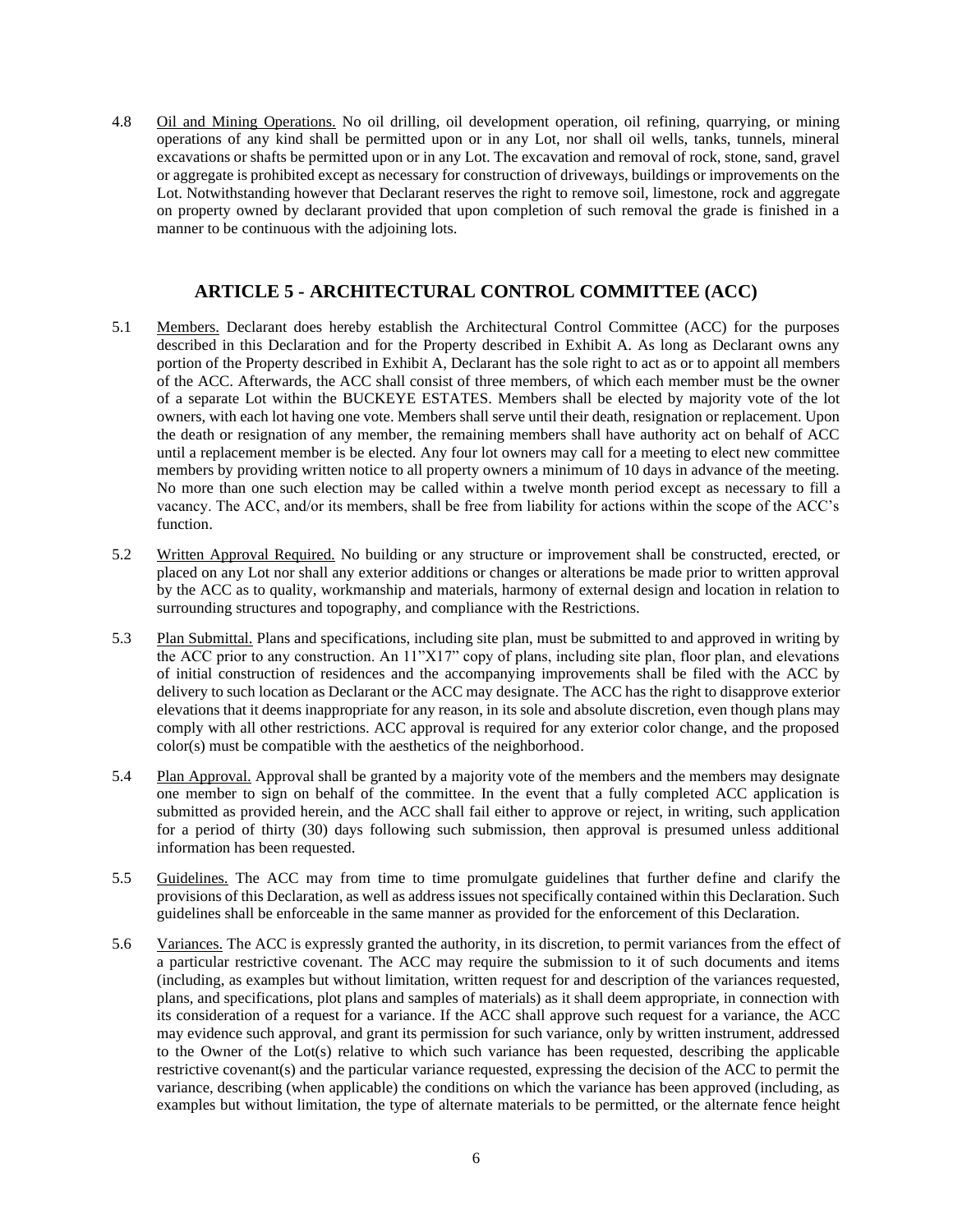4.8 Oil and Mining Operations. No oil drilling, oil development operation, oil refining, quarrying, or mining operations of any kind shall be permitted upon or in any Lot, nor shall oil wells, tanks, tunnels, mineral excavations or shafts be permitted upon or in any Lot. The excavation and removal of rock, stone, sand, gravel or aggregate is prohibited except as necessary for construction of driveways, buildings or improvements on the Lot. Notwithstanding however that Declarant reserves the right to remove soil, limestone, rock and aggregate on property owned by declarant provided that upon completion of such removal the grade is finished in a manner to be continuous with the adjoining lots.

## ARTICLE 5 - ARCHITECTURAL CONTROL COMMITTEE (ACC)

5.1 Members. Declarant does hereby establish the Architectural Control Committee (ACC) for the purposes described in this Declaration and for the Property described in Exhibit A. As long as Declarant owns any portion of the Property described in Exhibit A, Declarant has the sole right to act as or to appoint all members of the ACC. Afterwards, the ACC shall consist of three members, of which each member must be the owner of a separate Lot within the BUCKEYE ESTATES. Members shall be elected by majority vote of the lot owners, with each lot having one vote. Members shall serve until their death, resignation or replacement. Upon the death or resignation of any member, the remaining members shall have authority act on behalf of ACC until a replacement member is be elected. Any four lot owners may call for a meeting to elect new committee members by providing written notice to all property owners a minimum of 10 days in advance of the meeting. No more than one such election may be called within a twelve month period except as necessary to fill a vacancy. The ACC, and/or its members, shall be free from liability for actions within the scope of the ACC's function.

5.2 Written Approval Required. No building or any structure or improvement shall be constructed, erected, or placed on any Lot nor shall any exterior additions or changes or alterations be made prior to written approval by the ACC as to quality, workmanship and materials, harmony of external design and location in relation to surrounding structures and topography, and compliance with the Restrictions.

5.3 Plan Submittal. Plans and specifications, including site plan, must be submitted to and approved in writing by the ACC prior to any construction. An 11"X17" copy of plans, including site plan, floor plan, and elevations of initial construction of residences and the accompanying improvements shall be filed with the ACC by delivery to such location as Declarant or the ACC may designate. The ACC has the right to disapprove exterior elevations that it deems inappropriate for any reason, in its sole and absolute discretion, even though plans may comply with all other restrictions. ACC approval is required for any exterior color change, and the proposed color(s) must be compatible with the aesthetics of the neighborhood.

5.4 Plan Approval. Approval shall be granted by a majority vote of the members and the members may designate one member to sign on behalf of the committee. In the event that a fully completed ACC application is submitted as provided herein, and the ACC shall fail either to approve or reject, in writing, such application for a period of thirty (30) days following such submission, then approval is presumed unless additional information has been requested.

5.5 Guidelines. The ACC may from time to time promulgate guidelines that further define and clarify the provisions of this Declaration, as well as address issues not specifically contained within this Declaration. Such guidelines shall be enforceable in the same manner as provided for the enforcement of this Declaration.

5.6 Variances. The ACC is expressly granted the authority, in its discretion, to permit variances from the effect of a particular restrictive covenant. The ACC may require the submission to it of such documents and items (including, as examples but without limitation, written request for and description of the variances requested, plans, and specifications, plot plans and samples of materials) as it shall deem appropriate, in connection with its consideration of a request for a variance. If the ACC shall approve such request for a variance, the ACC may evidence such approval, and grant its permission for such variance, only by written instrument, addressed to the Owner of the Lot(s) relative to which such variance has been requested, describing the applicable restrictive covenant(s) and the particular variance requested, expressing the decision of the ACC to permit the variance, describing (when applicable) the conditions on which the variance has been approved (including, as examples but without limitation, the type of alternate materials to be permitted, or the alternate fence height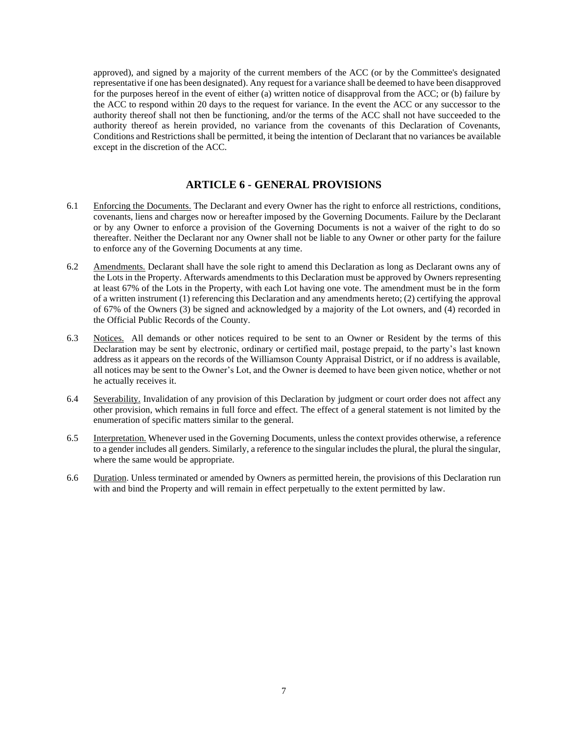approved), and signed by a majority of the current members of the ACC (or by the Committee's designated representative if one has been designated). Any request for a variance shall be deemed to have been disapproved for the purposes hereof in the event of either (a) written notice of disapproval from the ACC; or (b) failure by the ACC to respond within 20 days to the request for variance. In the event the ACC or any successor to the authority thereof shall not then be functioning, and/or the terms of the ACC shall not have succeeded to the authority thereof as herein provided, no variance from the covenants of this Declaration of Covenants, Conditions and Restrictions shall be permitted, it being the intention of Declarant that no variances be available except in the discretion of the ACC.

## ARTICLE 6 - GENERAL PROVISIONS

6.1 Enforcing the Documents. The Declarant and every Owner has the right to enforce all restrictions, conditions, covenants, liens and charges now or hereafter imposed by the Governing Documents. Failure by the Declarant or by any Owner to enforce a provision of the Governing Documents is not a waiver of the right to do so thereafter. Neither the Declarant nor any Owner shall not be liable to any Owner or other party for the failure to enforce any of the Governing Documents at any time.

6.2 Amendments. Declarant shall have the sole right to amend this Declaration as long as Declarant owns any of the Lots in the Property. Afterwards amendments to this Declaration must be approved by Owners representing at least 67% of the Lots in the Property, with each Lot having one vote. The amendment must be in the form of a written instrument (1) referencing this Declaration and any amendments hereto; (2) certifying the approval of 67% of the Owners (3) be signed and acknowledged by a majority of the Lot owners, and (4) recorded in the Official Public Records of the County.

6.3 Notices. All demands or other notices required to be sent to an Owner or Resident by the terms of this Declaration may be sent by electronic, ordinary or certified mail, postage prepaid, to the party's last known address as it appears on the records of the Williamson County Appraisal District, or if no address is available, all notices may be sent to the Owner's Lot, and the Owner is deemed to have been given notice, whether or not he actually receives it.

6.4 Severability. Invalidation of any provision of this Declaration by judgment or court order does not affect any other provision, which remains in full force and effect. The effect of a general statement is not limited by the enumeration of specific matters similar to the general.

6.5 Interpretation. Whenever used in the Governing Documents, unless the context provides otherwise, a reference to a gender includes all genders. Similarly, a reference to the singular includes the plural, the plural the singular, where the same would be appropriate.

6.6 Duration. Unless terminated or amended by Owners as permitted herein, the provisions of this Declaration run with and bind the Property and will remain in effect perpetually to the extent permitted by law.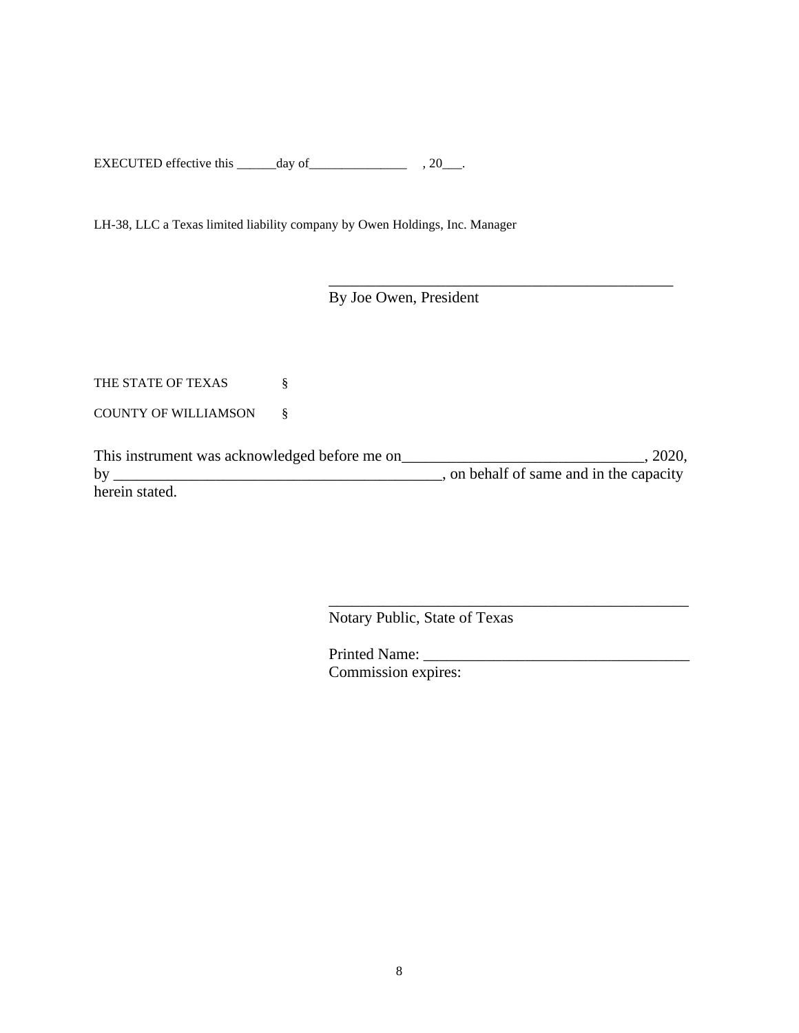EXECUTED effective this ______day of_______________ , 20___.

LH-38, LLC a Texas limited liability company by Owen Holdings, Inc. Manager

_______________________________________________
By Joe Owen, President

THE STATE OF TEXAS §

COUNTY OF WILLIAMSON §

This instrument was acknowledged before me on______________________________, 2020, by _________________________________________, on behalf of same and in the capacity herein stated.

_______________________________________________
Notary Public, State of Texas

Printed Name: _________________________________
Commission expires: